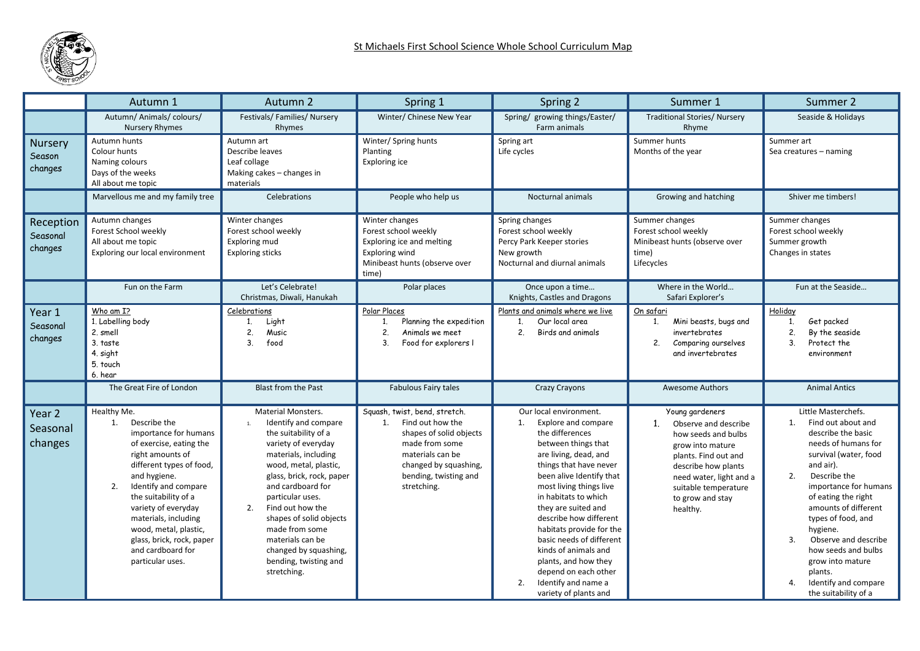# St Michaels First School Science Whole School Curriculum Map

| | Autumn 1 | Autumn 2 | Spring 1 | Spring 2 | Summer 1 | Summer 2 |
|---|---|---|---|---|---|---|
| | Autumn/ Animals/ colours/ Nursery Rhymes | Festivals/ Families/ Nursery Rhymes | Winter/ Chinese New Year | Spring/ growing things/Easter/ Farm animals | Traditional Stories/ Nursery Rhyme | Seaside & Holidays |
| Nursery Season changes | Autumn hunts<br>Colour hunts<br>Naming colours<br>Days of the weeks<br>All about me topic | Autumn art<br>Describe leaves<br>Leaf collage<br>Making cakes – changes in materials | Winter/ Spring hunts<br>Planting<br>Exploring ice | Spring art<br>Life cycles | Summer hunts<br>Months of the year | Summer art<br>Sea creatures – naming |
| | Marvellous me and my family tree | Celebrations | People who help us | Nocturnal animals | Growing and hatching | Shiver me timbers! |
| Reception Seasonal changes | Autumn changes<br>Forest School weekly<br>All about me topic<br>Exploring our local environment | Winter changes<br>Forest school weekly<br>Exploring mud<br>Exploring sticks | Winter changes<br>Forest school weekly<br>Exploring ice and melting<br>Exploring wind<br>Minibeast hunts (observe over time) | Spring changes<br>Forest school weekly<br>Percy Park Keeper stories<br>New growth<br>Nocturnal and diurnal animals | Summer changes<br>Forest school weekly<br>Minibeast hunts (observe over time)<br>Lifecycles | Summer changes<br>Forest school weekly<br>Summer growth<br>Changes in states |
| | Fun on the Farm | Let's Celebrate!<br>Christmas, Diwali, Hanukah | Polar places | Once upon a time…<br>Knights, Castles and Dragons | Where in the World…<br>Safari Explorer's | Fun at the Seaside… |
| Year 1 Seasonal changes | Who am I?<br>1. Labelling body<br>2. smell<br>3. taste<br>4. sight<br>5. touch<br>6. hear | Celebrations<br>1. Light<br>2. Music<br>3. food | Polar Places<br>1. Planning the expedition<br>2. Animals we meet<br>3. Food for explorers l | Plants and animals where we live<br>1. Our local area<br>2. Birds and animals | On safari<br>1. Mini beasts, bugs and invertebrates<br>2. Comparing ourselves and invertebrates | Holiday<br>1. Get packed<br>2. By the seaside<br>3. Protect the environment |
| | The Great Fire of London | Blast from the Past | Fabulous Fairy tales | Crazy Crayons | Awesome Authors | Animal Antics |
| Year 2 Seasonal changes | Healthy Me.<br>1. Describe the importance for humans of exercise, eating the right amounts of different types of food, and hygiene.<br>2. Identify and compare the suitability of a variety of everyday materials, including wood, metal, plastic, glass, brick, rock, paper and cardboard for particular uses. | Material Monsters.<br>1. Identify and compare the suitability of a variety of everyday materials, including wood, metal, plastic, glass, brick, rock, paper and cardboard for particular uses.<br>2. Find out how the shapes of solid objects made from some materials can be changed by squashing, bending, twisting and stretching. | Squash, twist, bend, stretch.<br>1. Find out how the shapes of solid objects made from some materials can be changed by squashing, bending, twisting and stretching. | Our local environment.<br>1. Explore and compare the differences between things that are living, dead, and things that have never been alive Identify that most living things live in habitats to which they are suited and describe how different habitats provide for the basic needs of different kinds of animals and plants, and how they depend on each other<br>2. Identify and name a variety of plants and | Young gardeners<br>1. Observe and describe how seeds and bulbs grow into mature plants. Find out and describe how plants need water, light and a suitable temperature to grow and stay healthy. | Little Masterchefs.<br>1. Find out about and describe the basic needs of humans for survival (water, food and air).<br>2. Describe the importance for humans of eating the right amounts of different types of food, and hygiene.<br>3. Observe and describe how seeds and bulbs grow into mature plants.<br>4. Identify and compare the suitability of a |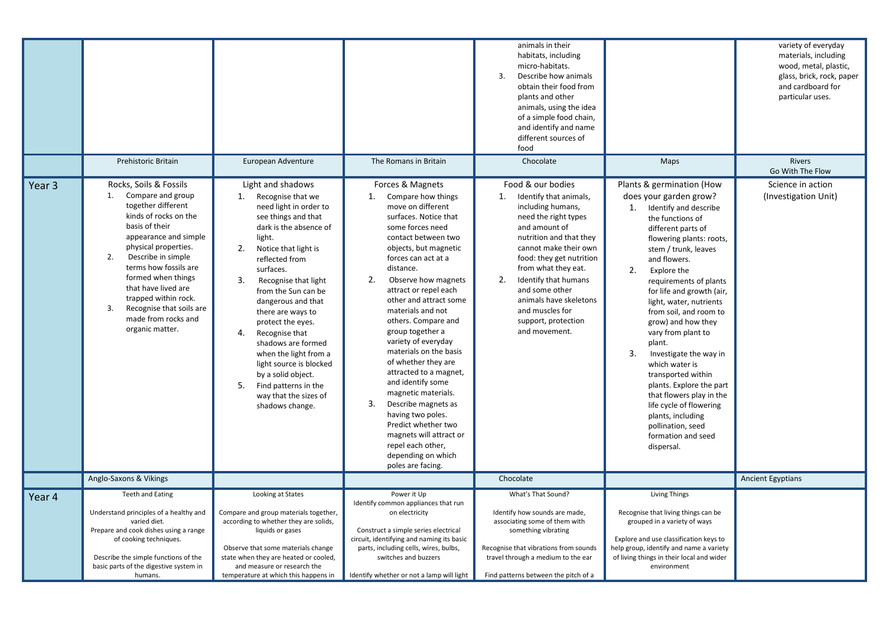| | | | | | | |
|---|---|---|---|---|---|---|
| | | | | animals in their habitats, including micro-habitats.<br>3. Describe how animals obtain their food from plants and other animals, using the idea of a simple food chain, and identify and name different sources of food | | variety of everyday materials, including wood, metal, plastic, glass, brick, rock, paper and cardboard for particular uses. |
| | Prehistoric Britain | European Adventure | The Romans in Britain | Chocolate | Maps | Rivers<br>Go With The Flow |
| Year 3 | Rocks, Soils & Fossils<br>1. Compare and group together different kinds of rocks on the basis of their appearance and simple physical properties.<br>2. Describe in simple terms how fossils are formed when things that have lived are trapped within rock.<br>3. Recognise that soils are made from rocks and organic matter. | Light and shadows<br>1. Recognise that we need light in order to see things and that dark is the absence of light.<br>2. Notice that light is reflected from surfaces.<br>3. Recognise that light from the Sun can be dangerous and that there are ways to protect the eyes.<br>4. Recognise that shadows are formed when the light from a light source is blocked by a solid object.<br>5. Find patterns in the way that the sizes of shadows change. | Forces & Magnets<br>1. Compare how things move on different surfaces. Notice that some forces need contact between two objects, but magnetic forces can act at a distance.<br>2. Observe how magnets attract or repel each other and attract some materials and not others. Compare and group together a variety of everyday materials on the basis of whether they are attracted to a magnet, and identify some magnetic materials.<br>3. Describe magnets as having two poles. Predict whether two magnets will attract or repel each other, depending on which poles are facing. | Food & our bodies<br>1. Identify that animals, including humans, need the right types and amount of nutrition and that they cannot make their own food: they get nutrition from what they eat.<br>2. Identify that humans and some other animals have skeletons and muscles for support, protection and movement. | Plants & germination (How does your garden grow?<br>1. Identify and describe the functions of different parts of flowering plants: roots, stem / trunk, leaves and flowers.<br>2. Explore the requirements of plants for life and growth (air, light, water, nutrients from soil, and room to grow) and how they vary from plant to plant.<br>3. Investigate the way in which water is transported within plants. Explore the part that flowers play in the life cycle of flowering plants, including pollination, seed formation and seed dispersal. | Science in action<br>(Investigation Unit) |
| | Anglo-Saxons & Vikings | | | Chocolate | | Ancient Egyptians |
| Year 4 | Teeth and Eating<br><br>Understand principles of a healthy and varied diet.<br>Prepare and cook dishes using a range of cooking techniques.<br><br>Describe the simple functions of the basic parts of the digestive system in humans. | Looking at States<br><br>Compare and group materials together, according to whether they are solids, liquids or gases<br><br>Observe that some materials change state when they are heated or cooled, and measure or research the temperature at which this happens in | Power it Up<br>Identify common appliances that run on electricity<br><br>Construct a simple series electrical circuit, identifying and naming its basic parts, including cells, wires, bulbs, switches and buzzers<br><br>Identify whether or not a lamp will light | What's That Sound?<br><br>Identify how sounds are made, associating some of them with something vibrating<br><br>Recognise that vibrations from sounds travel through a medium to the ear<br><br>Find patterns between the pitch of a | Living Things<br><br>Recognise that living things can be grouped in a variety of ways<br><br>Explore and use classification keys to help group, identify and name a variety of living things in their local and wider environment | |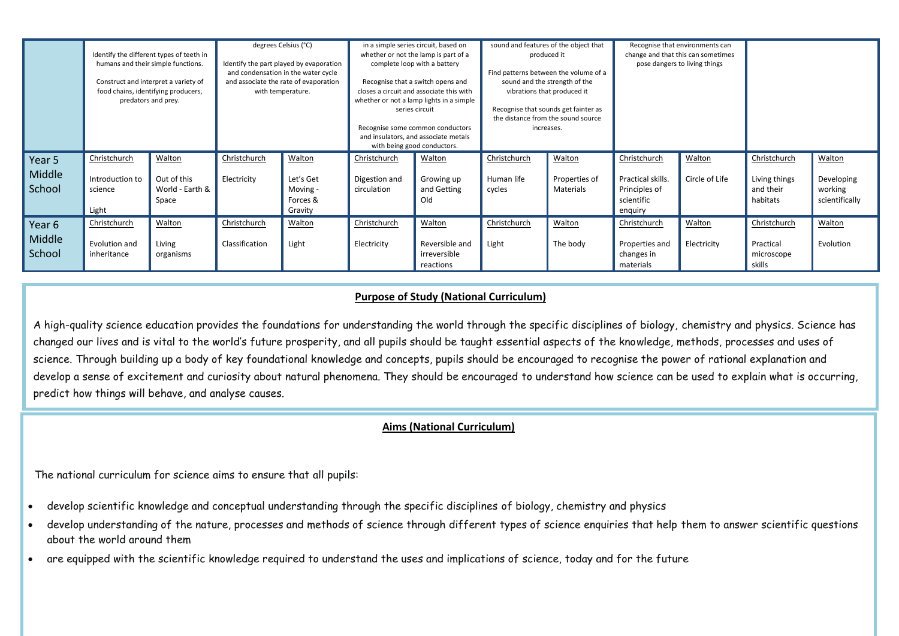| | | | | | | | | | | | | |
|---|---|---|---|---|---|---|---|---|---|---|---|---|
| | Identify the different types of teeth in humans and their simple functions. Construct and interpret a variety of food chains, identifying producers, predators and prey. | | degrees Celsius (°C) Identify the part played by evaporation and condensation in the water cycle and associate the rate of evaporation with temperature. | | in a simple series circuit, based on whether or not the lamp is part of a complete loop with a battery Recognise that a switch opens and closes a circuit and associate this with whether or not a lamp lights in a simple series circuit Recognise some common conductors and insulators, and associate metals with being good conductors. | | sound and features of the object that produced it Find patterns between the volume of a sound and the strength of the vibrations that produced it Recognise that sounds get fainter as the distance from the sound source increases. | | Recognise that environments can change and that this can sometimes pose dangers to living things | | | |
| Year 5 Middle School | Christchurch Introduction to science Light | Walton Out of this World - Earth & Space | Christchurch Electricity | Walton Let's Get Moving - Forces & Gravity | Christchurch Digestion and circulation | Walton Growing up and Getting Old | Christchurch Human life cycles | Walton Properties of Materials | Christchurch Practical skills. Principles of scientific enquiry | Walton Circle of Life | Christchurch Living things and their habitats | Walton Developing working scientifically |
| Year 6 Middle School | Christchurch Evolution and inheritance | Walton Living organisms | Christchurch Classification | Walton Light | Christchurch Electricity | Walton Reversible and irreversible reactions | Christchurch Light | Walton The body | Christchurch Properties and changes in materials | Walton Electricity | Christchurch Practical microscope skills | Walton Evolution |

**Purpose of Study (National Curriculum)**

A high-quality science education provides the foundations for understanding the world through the specific disciplines of biology, chemistry and physics. Science has changed our lives and is vital to the world's future prosperity, and all pupils should be taught essential aspects of the knowledge, methods, processes and uses of science. Through building up a body of key foundational knowledge and concepts, pupils should be encouraged to recognise the power of rational explanation and develop a sense of excitement and curiosity about natural phenomena. They should be encouraged to understand how science can be used to explain what is occurring, predict how things will behave, and analyse causes.

**Aims (National Curriculum)**

The national curriculum for science aims to ensure that all pupils:

- develop scientific knowledge and conceptual understanding through the specific disciplines of biology, chemistry and physics
- develop understanding of the nature, processes and methods of science through different types of science enquiries that help them to answer scientific questions about the world around them
- are equipped with the scientific knowledge required to understand the uses and implications of science, today and for the future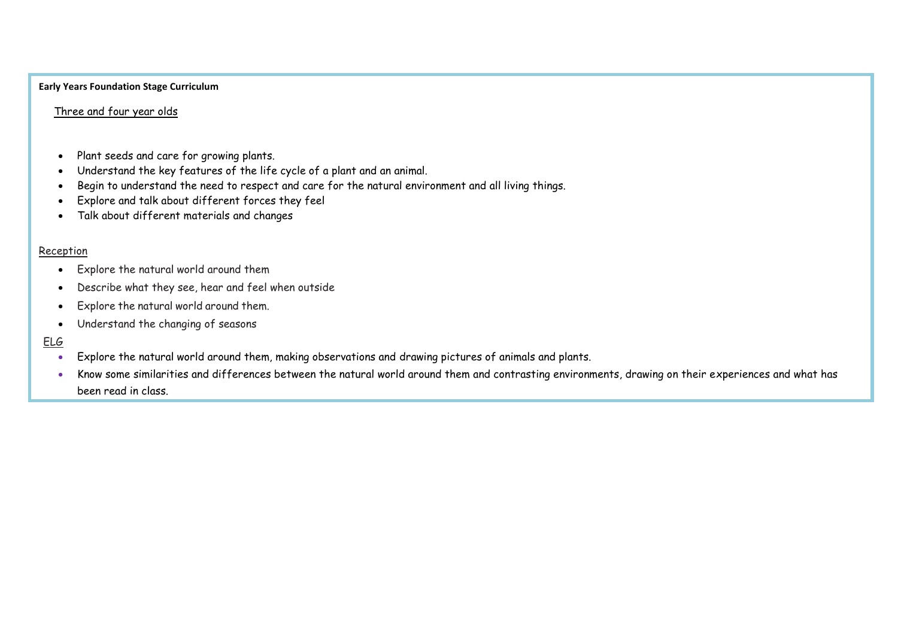**Early Years Foundation Stage Curriculum**

Three and four year olds

- Plant seeds and care for growing plants.
- Understand the key features of the life cycle of a plant and an animal.
- Begin to understand the need to respect and care for the natural environment and all living things.
- Explore and talk about different forces they feel
- Talk about different materials and changes

Reception

- Explore the natural world around them
- Describe what they see, hear and feel when outside
- Explore the natural world around them.
- Understand the changing of seasons

ELG

- Explore the natural world around them, making observations and drawing pictures of animals and plants.
- Know some similarities and differences between the natural world around them and contrasting environments, drawing on their experiences and what has been read in class.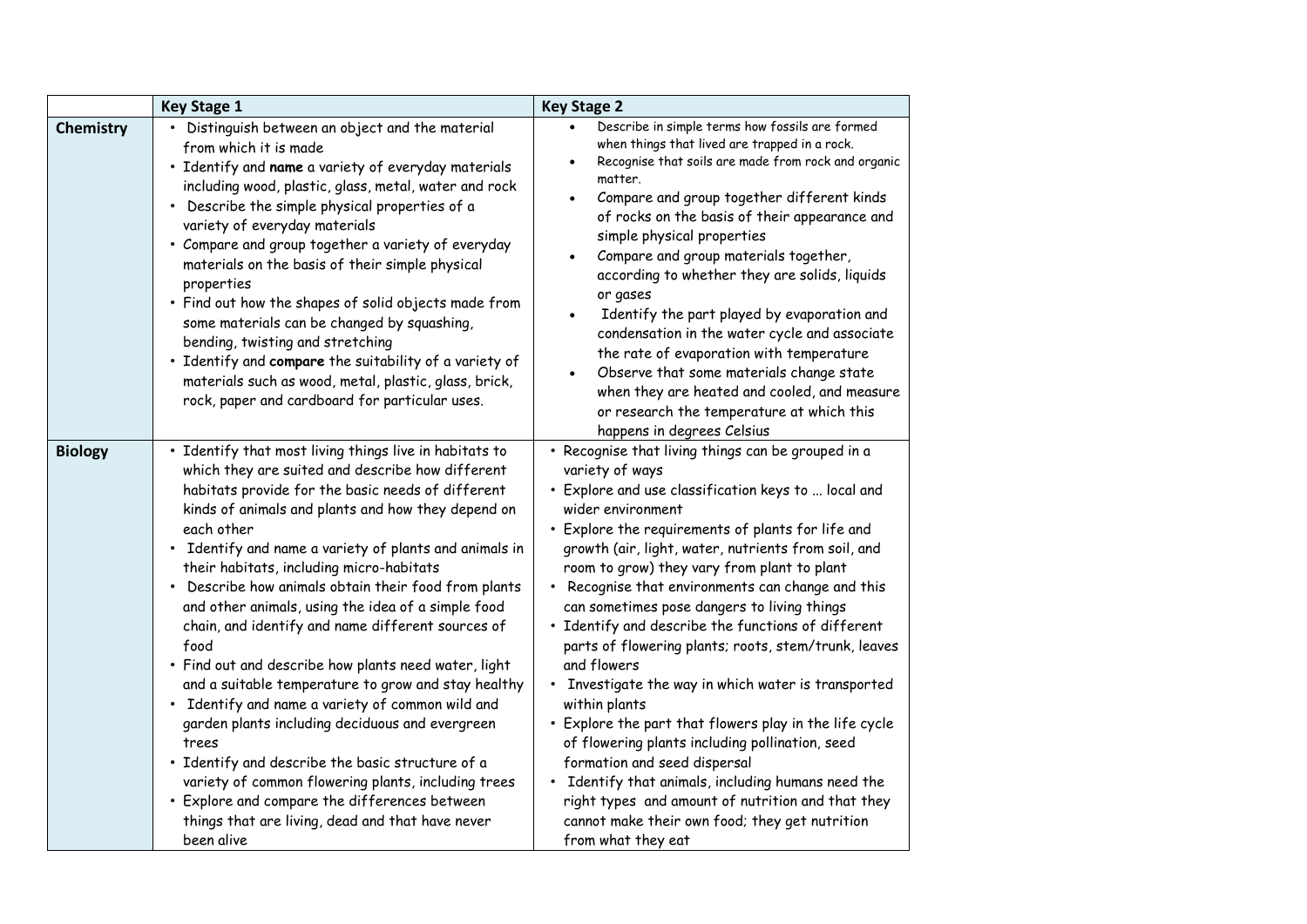| | **Key Stage 1** | **Key Stage 2** |
|---|---|---|
| **Chemistry** | • Distinguish between an object and the material from which it is made<br>• Identify and **name** a variety of everyday materials including wood, plastic, glass, metal, water and rock<br>• Describe the simple physical properties of a variety of everyday materials<br>• Compare and group together a variety of everyday materials on the basis of their simple physical properties<br>• Find out how the shapes of solid objects made from some materials can be changed by squashing, bending, twisting and stretching<br>• Identify and **compare** the suitability of a variety of materials such as wood, metal, plastic, glass, brick, rock, paper and cardboard for particular uses. | • Describe in simple terms how fossils are formed when things that lived are trapped in a rock.<br>• Recognise that soils are made from rock and organic matter.<br>• Compare and group together different kinds of rocks on the basis of their appearance and simple physical properties<br>• Compare and group materials together, according to whether they are solids, liquids or gases<br>• Identify the part played by evaporation and condensation in the water cycle and associate the rate of evaporation with temperature<br>• Observe that some materials change state when they are heated and cooled, and measure or research the temperature at which this happens in degrees Celsius |
| **Biology** | • Identify that most living things live in habitats to which they are suited and describe how different habitats provide for the basic needs of different kinds of animals and plants and how they depend on each other<br>• Identify and name a variety of plants and animals in their habitats, including micro-habitats<br>• Describe how animals obtain their food from plants and other animals, using the idea of a simple food chain, and identify and name different sources of food<br>• Find out and describe how plants need water, light and a suitable temperature to grow and stay healthy<br>• Identify and name a variety of common wild and garden plants including deciduous and evergreen trees<br>• Identify and describe the basic structure of a variety of common flowering plants, including trees<br>• Explore and compare the differences between things that are living, dead and that have never been alive | • Recognise that living things can be grouped in a variety of ways<br>• Explore and use classification keys to ... local and wider environment<br>• Explore the requirements of plants for life and growth (air, light, water, nutrients from soil, and room to grow) they vary from plant to plant<br>• Recognise that environments can change and this can sometimes pose dangers to living things<br>• Identify and describe the functions of different parts of flowering plants; roots, stem/trunk, leaves and flowers<br>• Investigate the way in which water is transported within plants<br>• Explore the part that flowers play in the life cycle of flowering plants including pollination, seed formation and seed dispersal<br>• Identify that animals, including humans need the right types and amount of nutrition and that they cannot make their own food; they get nutrition from what they eat |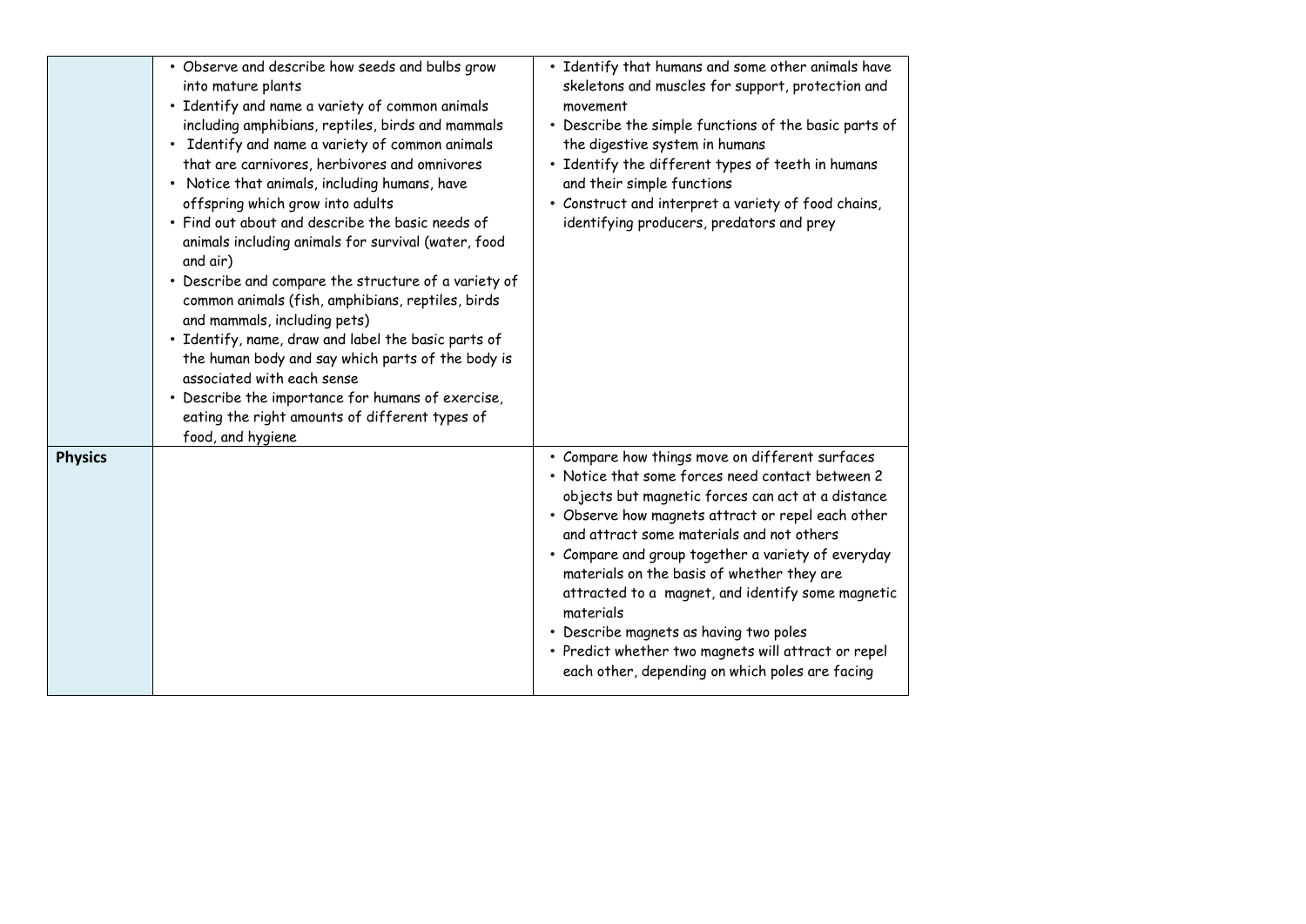| | | |
|---|---|---|
| | • Observe and describe how seeds and bulbs grow into mature plants<br>• Identify and name a variety of common animals including amphibians, reptiles, birds and mammals<br>• Identify and name a variety of common animals that are carnivores, herbivores and omnivores<br>• Notice that animals, including humans, have offspring which grow into adults<br>• Find out about and describe the basic needs of animals including animals for survival (water, food and air)<br>• Describe and compare the structure of a variety of common animals (fish, amphibians, reptiles, birds and mammals, including pets)<br>• Identify, name, draw and label the basic parts of the human body and say which parts of the body is associated with each sense<br>• Describe the importance for humans of exercise, eating the right amounts of different types of food, and hygiene | • Identify that humans and some other animals have skeletons and muscles for support, protection and movement<br>• Describe the simple functions of the basic parts of the digestive system in humans<br>• Identify the different types of teeth in humans and their simple functions<br>• Construct and interpret a variety of food chains, identifying producers, predators and prey |
| **Physics** | | • Compare how things move on different surfaces<br>• Notice that some forces need contact between 2 objects but magnetic forces can act at a distance<br>• Observe how magnets attract or repel each other and attract some materials and not others<br>• Compare and group together a variety of everyday materials on the basis of whether they are attracted to a magnet, and identify some magnetic materials<br>• Describe magnets as having two poles<br>• Predict whether two magnets will attract or repel each other, depending on which poles are facing |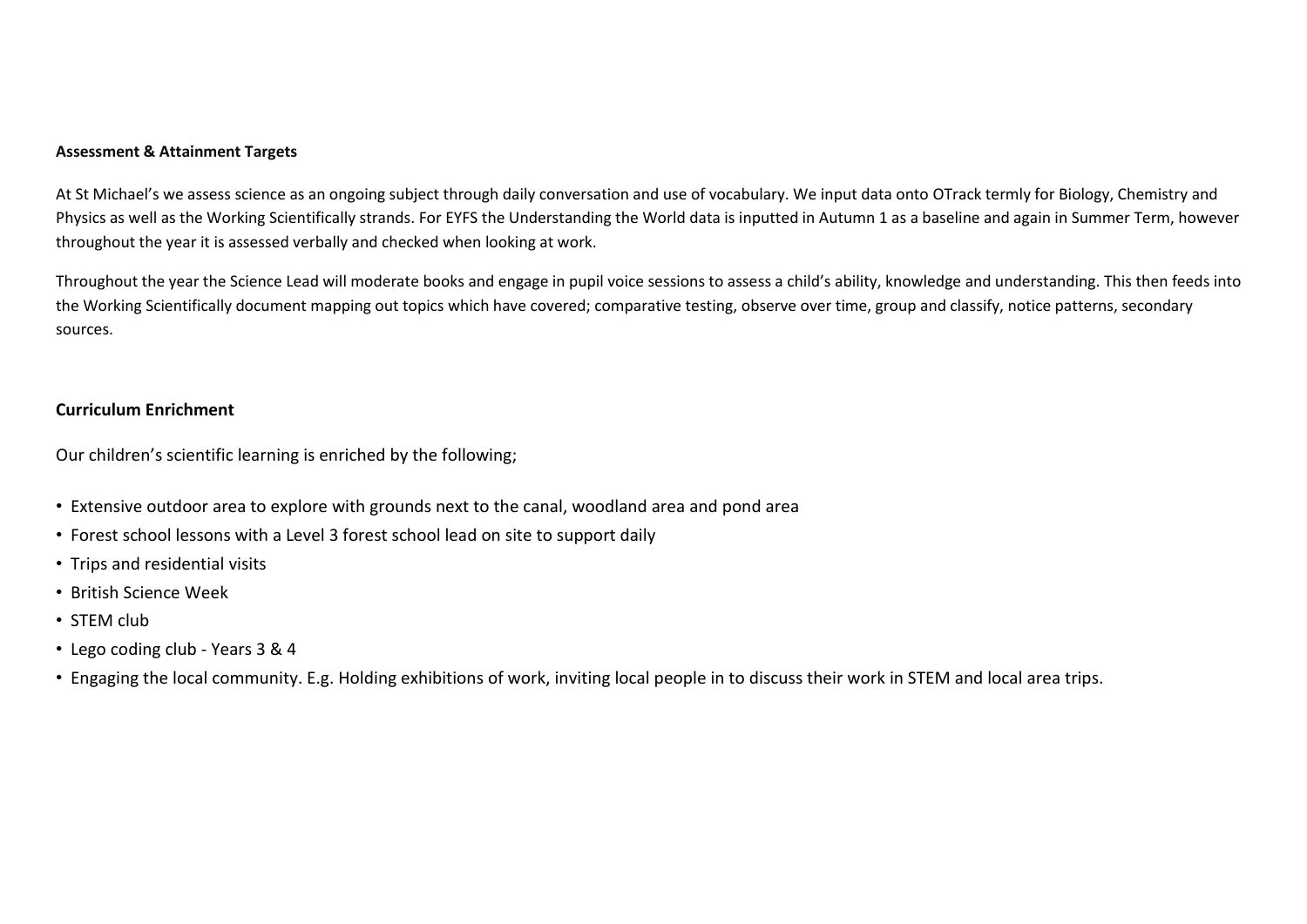**Assessment & Attainment Targets**

At St Michael's we assess science as an ongoing subject through daily conversation and use of vocabulary. We input data onto OTrack termly for Biology, Chemistry and Physics as well as the Working Scientifically strands. For EYFS the Understanding the World data is inputted in Autumn 1 as a baseline and again in Summer Term, however throughout the year it is assessed verbally and checked when looking at work.

Throughout the year the Science Lead will moderate books and engage in pupil voice sessions to assess a child's ability, knowledge and understanding. This then feeds into the Working Scientifically document mapping out topics which have covered; comparative testing, observe over time, group and classify, notice patterns, secondary sources.

**Curriculum Enrichment**

Our children's scientific learning is enriched by the following;

- Extensive outdoor area to explore with grounds next to the canal, woodland area and pond area
- Forest school lessons with a Level 3 forest school lead on site to support daily
- Trips and residential visits
- British Science Week
- STEM club
- Lego coding club - Years 3 & 4
- Engaging the local community. E.g. Holding exhibitions of work, inviting local people in to discuss their work in STEM and local area trips.